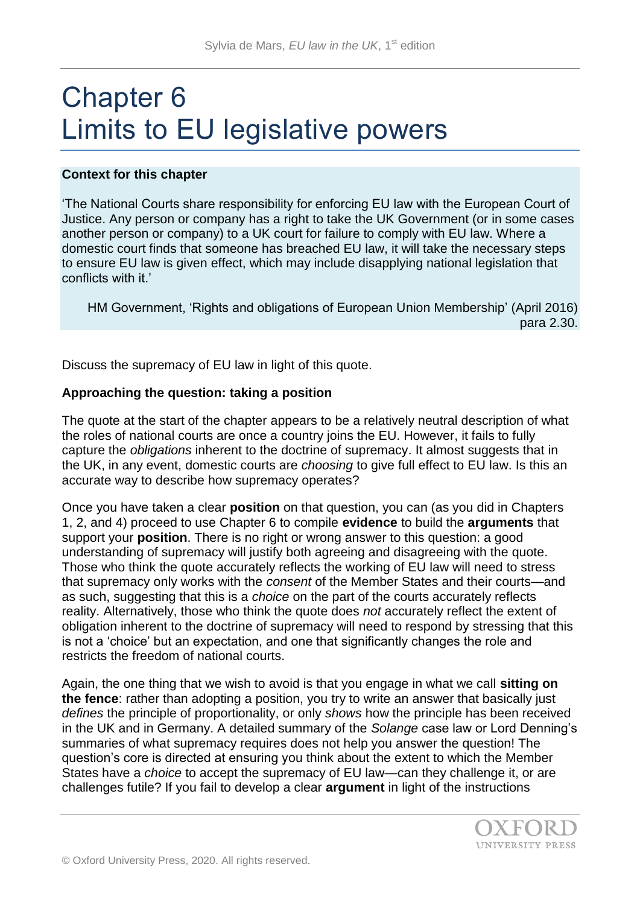# Chapter 6
# Limits to EU legislative powers

**Context for this chapter**

'The National Courts share responsibility for enforcing EU law with the European Court of Justice. Any person or company has a right to take the UK Government (or in some cases another person or company) to a UK court for failure to comply with EU law. Where a domestic court finds that someone has breached EU law, it will take the necessary steps to ensure EU law is given effect, which may include disapplying national legislation that conflicts with it.'

HM Government, 'Rights and obligations of European Union Membership' (April 2016) para 2.30.

Discuss the supremacy of EU law in light of this quote.

**Approaching the question: taking a position**

The quote at the start of the chapter appears to be a relatively neutral description of what the roles of national courts are once a country joins the EU. However, it fails to fully capture the *obligations* inherent to the doctrine of supremacy. It almost suggests that in the UK, in any event, domestic courts are *choosing* to give full effect to EU law. Is this an accurate way to describe how supremacy operates?

Once you have taken a clear **position** on that question, you can (as you did in Chapters 1, 2, and 4) proceed to use Chapter 6 to compile **evidence** to build the **arguments** that support your **position**. There is no right or wrong answer to this question: a good understanding of supremacy will justify both agreeing and disagreeing with the quote. Those who think the quote accurately reflects the working of EU law will need to stress that supremacy only works with the *consent* of the Member States and their courts—and as such, suggesting that this is a *choice* on the part of the courts accurately reflects reality. Alternatively, those who think the quote does *not* accurately reflect the extent of obligation inherent to the doctrine of supremacy will need to respond by stressing that this is not a 'choice' but an expectation, and one that significantly changes the role and restricts the freedom of national courts.

Again, the one thing that we wish to avoid is that you engage in what we call **sitting on the fence**: rather than adopting a position, you try to write an answer that basically just *defines* the principle of proportionality, or only *shows* how the principle has been received in the UK and in Germany. A detailed summary of the *Solange* case law or Lord Denning's summaries of what supremacy requires does not help you answer the question! The question's core is directed at ensuring you think about the extent to which the Member States have a *choice* to accept the supremacy of EU law—can they challenge it, or are challenges futile? If you fail to develop a clear **argument** in light of the instructions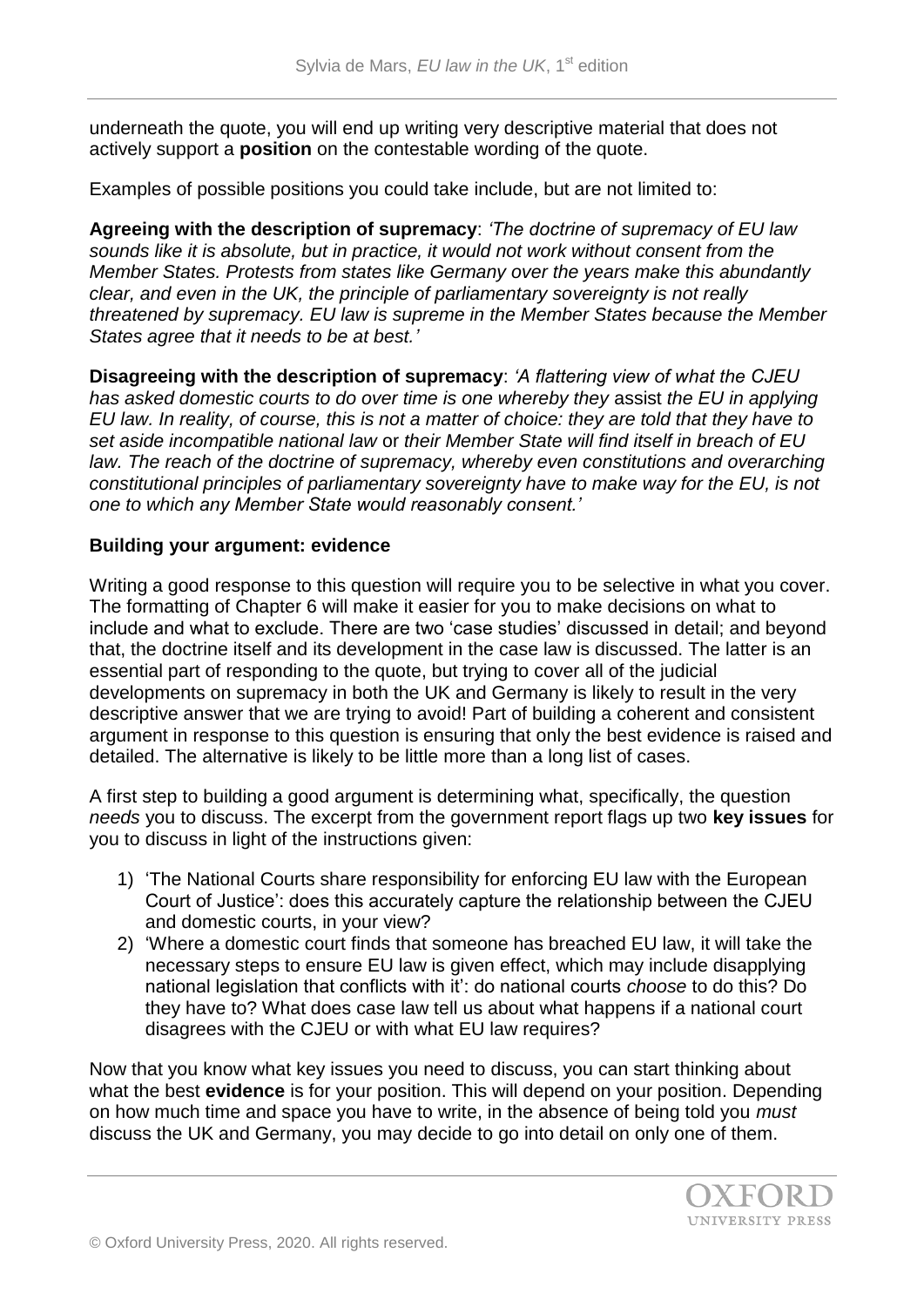underneath the quote, you will end up writing very descriptive material that does not actively support a **position** on the contestable wording of the quote.

Examples of possible positions you could take include, but are not limited to:

**Agreeing with the description of supremacy**: *'The doctrine of supremacy of EU law sounds like it is absolute, but in practice, it would not work without consent from the Member States. Protests from states like Germany over the years make this abundantly clear, and even in the UK, the principle of parliamentary sovereignty is not really threatened by supremacy. EU law is supreme in the Member States because the Member States agree that it needs to be at best.'*

**Disagreeing with the description of supremacy**: *'A flattering view of what the CJEU has asked domestic courts to do over time is one whereby they* assist *the EU in applying EU law. In reality, of course, this is not a matter of choice: they are told that they have to set aside incompatible national law* or *their Member State will find itself in breach of EU law. The reach of the doctrine of supremacy, whereby even constitutions and overarching constitutional principles of parliamentary sovereignty have to make way for the EU, is not one to which any Member State would reasonably consent.'*

**Building your argument: evidence**

Writing a good response to this question will require you to be selective in what you cover. The formatting of Chapter 6 will make it easier for you to make decisions on what to include and what to exclude. There are two 'case studies' discussed in detail; and beyond that, the doctrine itself and its development in the case law is discussed. The latter is an essential part of responding to the quote, but trying to cover all of the judicial developments on supremacy in both the UK and Germany is likely to result in the very descriptive answer that we are trying to avoid! Part of building a coherent and consistent argument in response to this question is ensuring that only the best evidence is raised and detailed. The alternative is likely to be little more than a long list of cases.

A first step to building a good argument is determining what, specifically, the question *needs* you to discuss. The excerpt from the government report flags up two **key issues** for you to discuss in light of the instructions given:

1) 'The National Courts share responsibility for enforcing EU law with the European Court of Justice': does this accurately capture the relationship between the CJEU and domestic courts, in your view?
2) 'Where a domestic court finds that someone has breached EU law, it will take the necessary steps to ensure EU law is given effect, which may include disapplying national legislation that conflicts with it': do national courts *choose* to do this? Do they have to? What does case law tell us about what happens if a national court disagrees with the CJEU or with what EU law requires?

Now that you know what key issues you need to discuss, you can start thinking about what the best **evidence** is for your position. This will depend on your position. Depending on how much time and space you have to write, in the absence of being told you *must* discuss the UK and Germany, you may decide to go into detail on only one of them.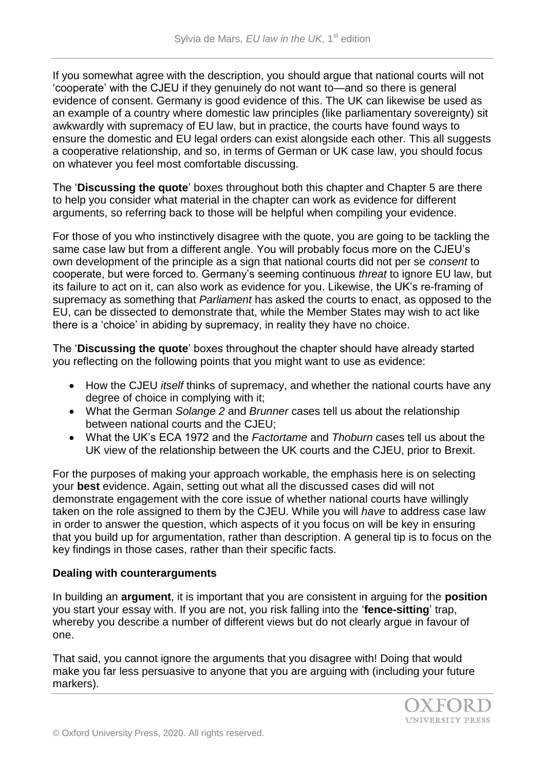If you somewhat agree with the description, you should argue that national courts will not 'cooperate' with the CJEU if they genuinely do not want to—and so there is general evidence of consent. Germany is good evidence of this. The UK can likewise be used as an example of a country where domestic law principles (like parliamentary sovereignty) sit awkwardly with supremacy of EU law, but in practice, the courts have found ways to ensure the domestic and EU legal orders can exist alongside each other. This all suggests a cooperative relationship, and so, in terms of German or UK case law, you should focus on whatever you feel most comfortable discussing.

The '**Discussing the quote**' boxes throughout both this chapter and Chapter 5 are there to help you consider what material in the chapter can work as evidence for different arguments, so referring back to those will be helpful when compiling your evidence.

For those of you who instinctively disagree with the quote, you are going to be tackling the same case law but from a different angle. You will probably focus more on the CJEU's own development of the principle as a sign that national courts did not per se *consent* to cooperate, but were forced to. Germany's seeming continuous *threat* to ignore EU law, but its failure to act on it, can also work as evidence for you. Likewise, the UK's re-framing of supremacy as something that *Parliament* has asked the courts to enact, as opposed to the EU, can be dissected to demonstrate that, while the Member States may wish to act like there is a 'choice' in abiding by supremacy, in reality they have no choice.

The '**Discussing the quote**' boxes throughout the chapter should have already started you reflecting on the following points that you might want to use as evidence:

- How the CJEU *itself* thinks of supremacy, and whether the national courts have any degree of choice in complying with it;
- What the German *Solange 2* and *Brunner* cases tell us about the relationship between national courts and the CJEU;
- What the UK's ECA 1972 and the *Factortame* and *Thoburn* cases tell us about the UK view of the relationship between the UK courts and the CJEU, prior to Brexit.

For the purposes of making your approach workable, the emphasis here is on selecting your **best** evidence. Again, setting out what all the discussed cases did will not demonstrate engagement with the core issue of whether national courts have willingly taken on the role assigned to them by the CJEU. While you will *have* to address case law in order to answer the question, which aspects of it you focus on will be key in ensuring that you build up for argumentation, rather than description. A general tip is to focus on the key findings in those cases, rather than their specific facts.

**Dealing with counterarguments**

In building an **argument**, it is important that you are consistent in arguing for the **position** you start your essay with. If you are not, you risk falling into the '**fence-sitting**' trap, whereby you describe a number of different views but do not clearly argue in favour of one.

That said, you cannot ignore the arguments that you disagree with! Doing that would make you far less persuasive to anyone that you are arguing with (including your future markers).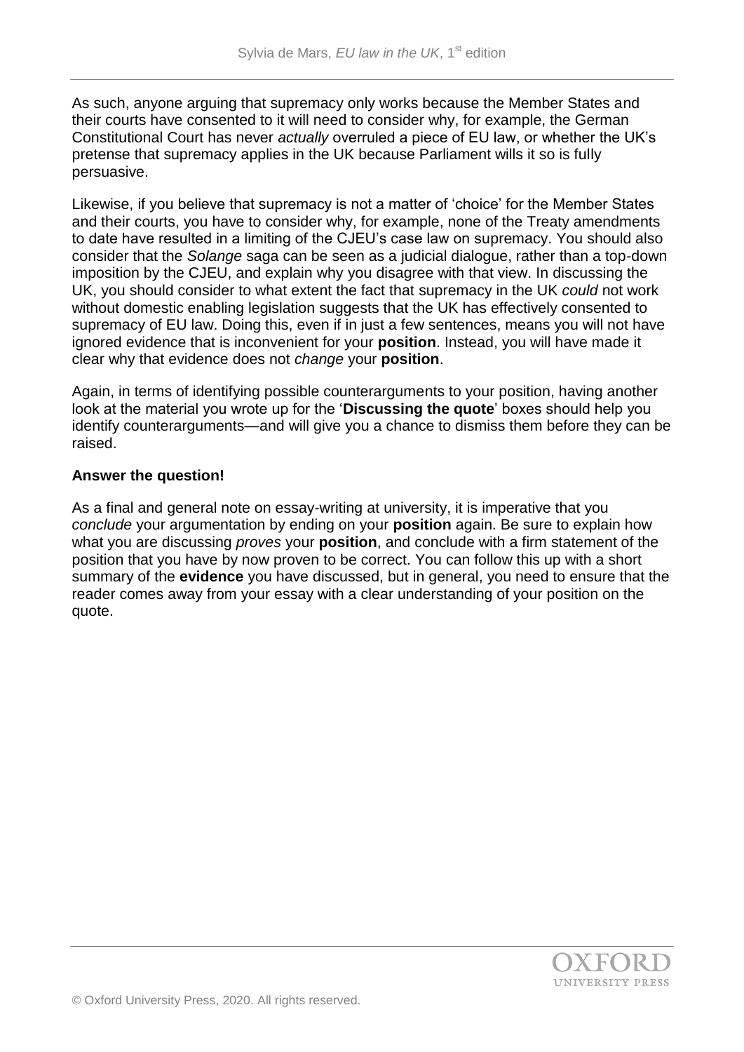As such, anyone arguing that supremacy only works because the Member States and their courts have consented to it will need to consider why, for example, the German Constitutional Court has never *actually* overruled a piece of EU law, or whether the UK's pretense that supremacy applies in the UK because Parliament wills it so is fully persuasive.

Likewise, if you believe that supremacy is not a matter of 'choice' for the Member States and their courts, you have to consider why, for example, none of the Treaty amendments to date have resulted in a limiting of the CJEU's case law on supremacy. You should also consider that the *Solange* saga can be seen as a judicial dialogue, rather than a top-down imposition by the CJEU, and explain why you disagree with that view. In discussing the UK, you should consider to what extent the fact that supremacy in the UK *could* not work without domestic enabling legislation suggests that the UK has effectively consented to supremacy of EU law. Doing this, even if in just a few sentences, means you will not have ignored evidence that is inconvenient for your **position**. Instead, you will have made it clear why that evidence does not *change* your **position**.

Again, in terms of identifying possible counterarguments to your position, having another look at the material you wrote up for the '**Discussing the quote**' boxes should help you identify counterarguments—and will give you a chance to dismiss them before they can be raised.

**Answer the question!**

As a final and general note on essay-writing at university, it is imperative that you *conclude* your argumentation by ending on your **position** again. Be sure to explain how what you are discussing *proves* your **position**, and conclude with a firm statement of the position that you have by now proven to be correct. You can follow this up with a short summary of the **evidence** you have discussed, but in general, you need to ensure that the reader comes away from your essay with a clear understanding of your position on the quote.